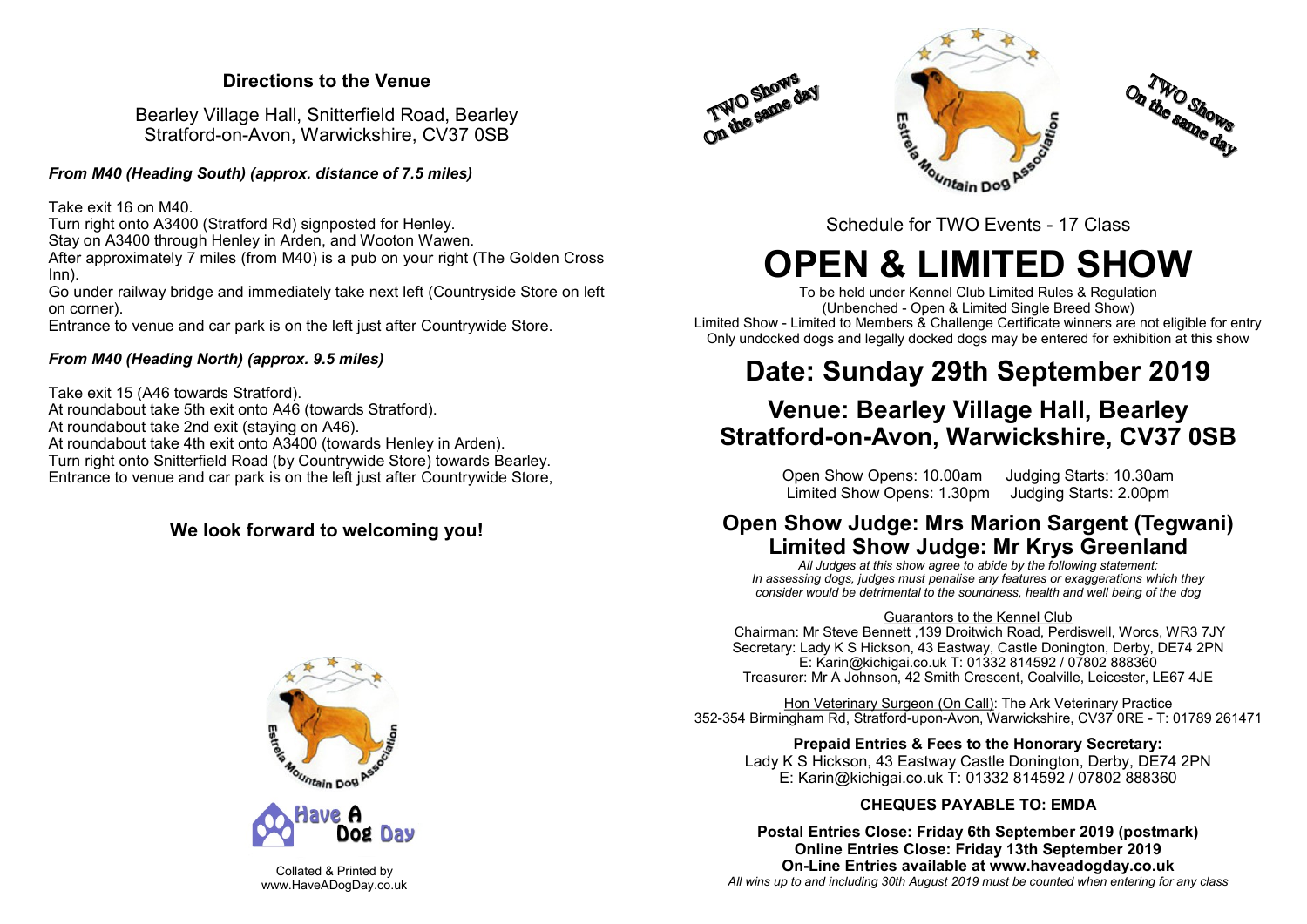## Directions to the Venue

Bearley Village Hall, Snitterfield Road, Bearley
Stratford-on-Avon, Warwickshire, CV37 0SB

### *From M40 (Heading South) (approx. distance of 7.5 miles)*

Take exit 16 on M40.
Turn right onto A3400 (Stratford Rd) signposted for Henley.
Stay on A3400 through Henley in Arden, and Wooton Wawen.
After approximately 7 miles (from M40) is a pub on your right (The Golden Cross Inn).
Go under railway bridge and immediately take next left (Countryside Store on left on corner).
Entrance to venue and car park is on the left just after Countrywide Store.

### *From M40 (Heading North) (approx. 9.5 miles)*

Take exit 15 (A46 towards Stratford).
At roundabout take 5th exit onto A46 (towards Stratford).
At roundabout take 2nd exit (staying on A46).
At roundabout take 4th exit onto A3400 (towards Henley in Arden).
Turn right onto Snitterfield Road (by Countrywide Store) towards Bearley.
Entrance to venue and car park is on the left just after Countrywide Store,

**We look forward to welcoming you!**

Estrela Mountain Dog Association

Have A Dog Day

Collated & Printed by
www.HaveADogDay.co.uk

TWO Shows On the same day

Estrela Mountain Dog Association

TWO Shows On the same day

Schedule for TWO Events - 17 Class

# OPEN & LIMITED SHOW

To be held under Kennel Club Limited Rules & Regulation
(Unbenched - Open & Limited Single Breed Show)
Limited Show - Limited to Members & Challenge Certificate winners are not eligible for entry
Only undocked dogs and legally docked dogs may be entered for exhibition at this show

## Date: Sunday 29th September 2019

## Venue: Bearley Village Hall, Bearley Stratford-on-Avon, Warwickshire, CV37 0SB

Open Show Opens: 10.00am Judging Starts: 10.30am
Limited Show Opens: 1.30pm Judging Starts: 2.00pm

## Open Show Judge: Mrs Marion Sargent (Tegwani)
## Limited Show Judge: Mr Krys Greenland

*All Judges at this show agree to abide by the following statement:*
*In assessing dogs, judges must penalise any features or exaggerations which they consider would be detrimental to the soundness, health and well being of the dog*

Guarantors to the Kennel Club
Chairman: Mr Steve Bennett ,139 Droitwich Road, Perdiswell, Worcs, WR3 7JY
Secretary: Lady K S Hickson, 43 Eastway, Castle Donington, Derby, DE74 2PN
E: Karin@kichigai.co.uk T: 01332 814592 / 07802 888360
Treasurer: Mr A Johnson, 42 Smith Crescent, Coalville, Leicester, LE67 4JE

Hon Veterinary Surgeon (On Call): The Ark Veterinary Practice
352-354 Birmingham Rd, Stratford-upon-Avon, Warwickshire, CV37 0RE - T: 01789 261471

**Prepaid Entries & Fees to the Honorary Secretary:**
Lady K S Hickson, 43 Eastway Castle Donington, Derby, DE74 2PN
E: Karin@kichigai.co.uk T: 01332 814592 / 07802 888360

**CHEQUES PAYABLE TO: EMDA**

**Postal Entries Close: Friday 6th September 2019 (postmark)**
**Online Entries Close: Friday 13th September 2019**
**On-Line Entries available at www.haveadogday.co.uk**
*All wins up to and including 30th August 2019 must be counted when entering for any class*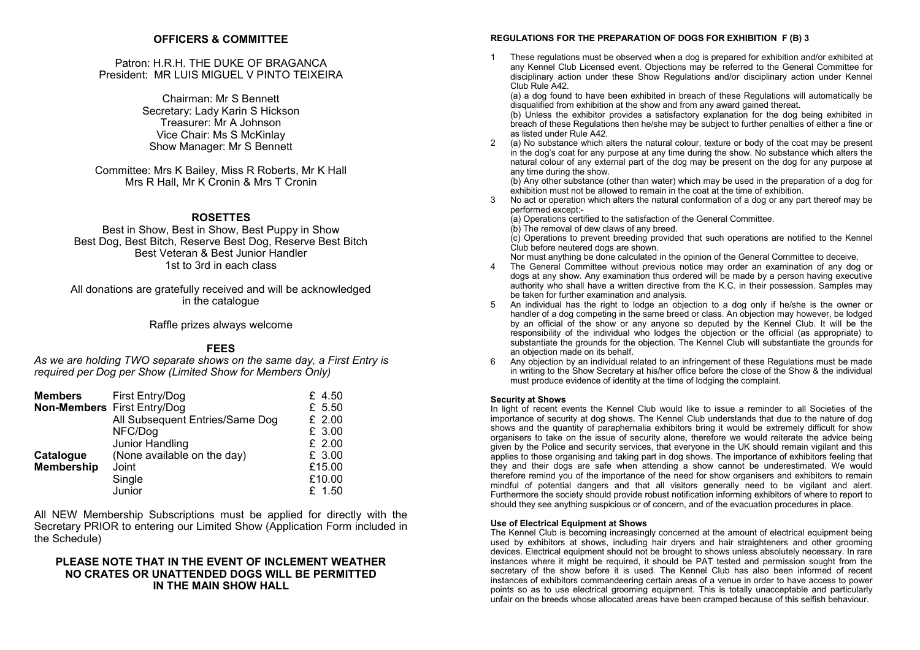## OFFICERS & COMMITTEE

Patron: H.R.H. THE DUKE OF BRAGANCA
President: MR LUIS MIGUEL V PINTO TEIXEIRA

Chairman: Mr S Bennett
Secretary: Lady Karin S Hickson
Treasurer: Mr A Johnson
Vice Chair: Ms S McKinlay
Show Manager: Mr S Bennett

Committee: Mrs K Bailey, Miss R Roberts, Mr K Hall
Mrs R Hall, Mr K Cronin & Mrs T Cronin

## ROSETTES

Best in Show, Best in Show, Best Puppy in Show
Best Dog, Best Bitch, Reserve Best Dog, Reserve Best Bitch
Best Veteran & Best Junior Handler
1st to 3rd in each class

All donations are gratefully received and will be acknowledged in the catalogue

Raffle prizes always welcome

## FEES

*As we are holding TWO separate shows on the same day, a First Entry is required per Dog per Show (Limited Show for Members Only)*

| | | |
|---|---|---|
| **Members** | First Entry/Dog | £ 4.50 |
| **Non-Members** | First Entry/Dog | £ 5.50 |
| | All Subsequent Entries/Same Dog | £ 2.00 |
| | NFC/Dog | £ 3.00 |
| | Junior Handling | £ 2.00 |
| **Catalogue** | (None available on the day) | £ 3.00 |
| **Membership** | Joint | £15.00 |
| | Single | £10.00 |
| | Junior | £ 1.50 |

All NEW Membership Subscriptions must be applied for directly with the Secretary PRIOR to entering our Limited Show (Application Form included in the Schedule)

**PLEASE NOTE THAT IN THE EVENT OF INCLEMENT WEATHER NO CRATES OR UNATTENDED DOGS WILL BE PERMITTED IN THE MAIN SHOW HALL**

### REGULATIONS FOR THE PREPARATION OF DOGS FOR EXHIBITION F (B) 3

1. These regulations must be observed when a dog is prepared for exhibition and/or exhibited at any Kennel Club Licensed event. Objections may be referred to the General Committee for disciplinary action under these Show Regulations and/or disciplinary action under Kennel Club Rule A42.
   (a) a dog found to have been exhibited in breach of these Regulations will automatically be disqualified from exhibition at the show and from any award gained thereat.
   (b) Unless the exhibitor provides a satisfactory explanation for the dog being exhibited in breach of these Regulations then he/she may be subject to further penalties of either a fine or as listed under Rule A42.
2. (a) No substance which alters the natural colour, texture or body of the coat may be present in the dog's coat for any purpose at any time during the show. No substance which alters the natural colour of any external part of the dog may be present on the dog for any purpose at any time during the show.
   (b) Any other substance (other than water) which may be used in the preparation of a dog for exhibition must not be allowed to remain in the coat at the time of exhibition.
3. No act or operation which alters the natural conformation of a dog or any part thereof may be performed except:-
   (a) Operations certified to the satisfaction of the General Committee.
   (b) The removal of dew claws of any breed.
   (c) Operations to prevent breeding provided that such operations are notified to the Kennel Club before neutered dogs are shown.
   Nor must anything be done calculated in the opinion of the General Committee to deceive.
4. The General Committee without previous notice may order an examination of any dog or dogs at any show. Any examination thus ordered will be made by a person having executive authority who shall have a written directive from the K.C. in their possession. Samples may be taken for further examination and analysis.
5. An individual has the right to lodge an objection to a dog only if he/she is the owner or handler of a dog competing in the same breed or class. An objection may however, be lodged by an official of the show or any anyone so deputed by the Kennel Club. It will be the responsibility of the individual who lodges the objection or the official (as appropriate) to substantiate the grounds for the objection. The Kennel Club will substantiate the grounds for an objection made on its behalf.
6. Any objection by an individual related to an infringement of these Regulations must be made in writing to the Show Secretary at his/her office before the close of the Show & the individual must produce evidence of identity at the time of lodging the complaint.

#### Security at Shows

In light of recent events the Kennel Club would like to issue a reminder to all Societies of the importance of security at dog shows. The Kennel Club understands that due to the nature of dog shows and the quantity of paraphernalia exhibitors bring it would be extremely difficult for show organisers to take on the issue of security alone, therefore we would reiterate the advice being given by the Police and security services, that everyone in the UK should remain vigilant and this applies to those organising and taking part in dog shows. The importance of exhibitors feeling that they and their dogs are safe when attending a dog show cannot be underestimated. We would therefore remind you of the importance of the need for show organisers and exhibitors to remain mindful of potential dangers and that all visitors generally need to be vigilant and alert. Furthermore the society should provide robust notification informing exhibitors of where to report to should they see anything suspicious or of concern, and of the evacuation procedures in place.

#### Use of Electrical Equipment at Shows

The Kennel Club is becoming increasingly concerned at the amount of electrical equipment being used by exhibitors at shows, including hair dryers and hair straighteners and other grooming devices. Electrical equipment should not be brought to shows unless absolutely necessary. In rare instances where it might be required, it should be PAT tested and permission sought from the secretary of the show before it is used. The Kennel Club has also been informed of recent instances of exhibitors commandeering certain areas of a venue in order to have access to power points so as to use electrical grooming equipment. This is totally unacceptable and particularly unfair on the breeds whose allocated areas have been cramped because of this selfish behaviour.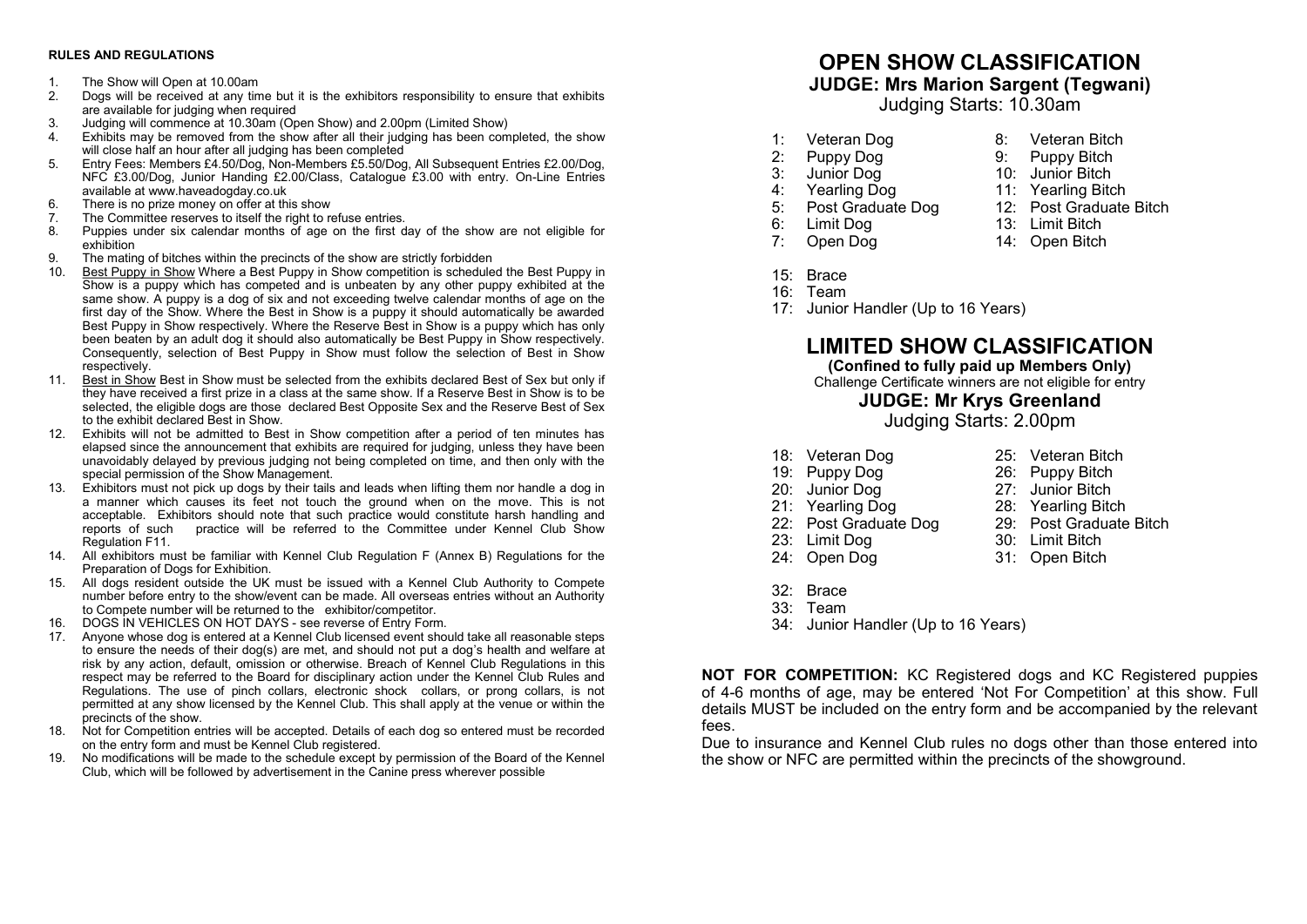**RULES AND REGULATIONS**

1. The Show will Open at 10.00am
2. Dogs will be received at any time but it is the exhibitors responsibility to ensure that exhibits are available for judging when required
3. Judging will commence at 10.30am (Open Show) and 2.00pm (Limited Show)
4. Exhibits may be removed from the show after all their judging has been completed, the show will close half an hour after all judging has been completed
5. Entry Fees: Members £4.50/Dog, Non-Members £5.50/Dog, All Subsequent Entries £2.00/Dog, NFC £3.00/Dog, Junior Handing £2.00/Class, Catalogue £3.00 with entry. On-Line Entries available at www.haveadogday.co.uk
6. There is no prize money on offer at this show
7. The Committee reserves to itself the right to refuse entries.
8. Puppies under six calendar months of age on the first day of the show are not eligible for exhibition
9. The mating of bitches within the precincts of the show are strictly forbidden
10. Best Puppy in Show Where a Best Puppy in Show competition is scheduled the Best Puppy in Show is a puppy which has competed and is unbeaten by any other puppy exhibited at the same show. A puppy is a dog of six and not exceeding twelve calendar months of age on the first day of the Show. Where the Best in Show is a puppy it should automatically be awarded Best Puppy in Show respectively. Where the Reserve Best in Show is a puppy which has only been beaten by an adult dog it should also automatically be Best Puppy in Show respectively. Consequently, selection of Best Puppy in Show must follow the selection of Best in Show respectively.
11. Best in Show Best in Show must be selected from the exhibits declared Best of Sex but only if they have received a first prize in a class at the same show. If a Reserve Best in Show is to be selected, the eligible dogs are those declared Best Opposite Sex and the Reserve Best of Sex to the exhibit declared Best in Show.
12. Exhibits will not be admitted to Best in Show competition after a period of ten minutes has elapsed since the announcement that exhibits are required for judging, unless they have been unavoidably delayed by previous judging not being completed on time, and then only with the special permission of the Show Management.
13. Exhibitors must not pick up dogs by their tails and leads when lifting them nor handle a dog in a manner which causes its feet not touch the ground when on the move. This is not acceptable. Exhibitors should note that such practice would constitute harsh handling and reports of such practice will be referred to the Committee under Kennel Club Show Regulation F11.
14. All exhibitors must be familiar with Kennel Club Regulation F (Annex B) Regulations for the Preparation of Dogs for Exhibition.
15. All dogs resident outside the UK must be issued with a Kennel Club Authority to Compete number before entry to the show/event can be made. All overseas entries without an Authority to Compete number will be returned to the exhibitor/competitor.
16. DOGS IN VEHICLES ON HOT DAYS - see reverse of Entry Form.
17. Anyone whose dog is entered at a Kennel Club licensed event should take all reasonable steps to ensure the needs of their dog(s) are met, and should not put a dog's health and welfare at risk by any action, default, omission or otherwise. Breach of Kennel Club Regulations in this respect may be referred to the Board for disciplinary action under the Kennel Club Rules and Regulations. The use of pinch collars, electronic shock collars, or prong collars, is not permitted at any show licensed by the Kennel Club. This shall apply at the venue or within the precincts of the show.
18. Not for Competition entries will be accepted. Details of each dog so entered must be recorded on the entry form and must be Kennel Club registered.
19. No modifications will be made to the schedule except by permission of the Board of the Kennel Club, which will be followed by advertisement in the Canine press wherever possible

# OPEN SHOW CLASSIFICATION

## JUDGE: Mrs Marion Sargent (Tegwani)

Judging Starts: 10.30am

1: Veteran Dog
2: Puppy Dog
3: Junior Dog
4: Yearling Dog
5: Post Graduate Dog
6: Limit Dog
7: Open Dog

8: Veteran Bitch
9: Puppy Bitch
10: Junior Bitch
11: Yearling Bitch
12: Post Graduate Bitch
13: Limit Bitch
14: Open Bitch

15: Brace
16: Team
17: Junior Handler (Up to 16 Years)

# LIMITED SHOW CLASSIFICATION

**(Confined to fully paid up Members Only)**

Challenge Certificate winners are not eligible for entry

## JUDGE: Mr Krys Greenland

Judging Starts: 2.00pm

18: Veteran Dog
19: Puppy Dog
20: Junior Dog
21: Yearling Dog
22: Post Graduate Dog
23: Limit Dog
24: Open Dog

25: Veteran Bitch
26: Puppy Bitch
27: Junior Bitch
28: Yearling Bitch
29: Post Graduate Bitch
30: Limit Bitch
31: Open Bitch

32: Brace
33: Team
34: Junior Handler (Up to 16 Years)

**NOT FOR COMPETITION:** KC Registered dogs and KC Registered puppies of 4-6 months of age, may be entered 'Not For Competition' at this show. Full details MUST be included on the entry form and be accompanied by the relevant fees.

Due to insurance and Kennel Club rules no dogs other than those entered into the show or NFC are permitted within the precincts of the showground.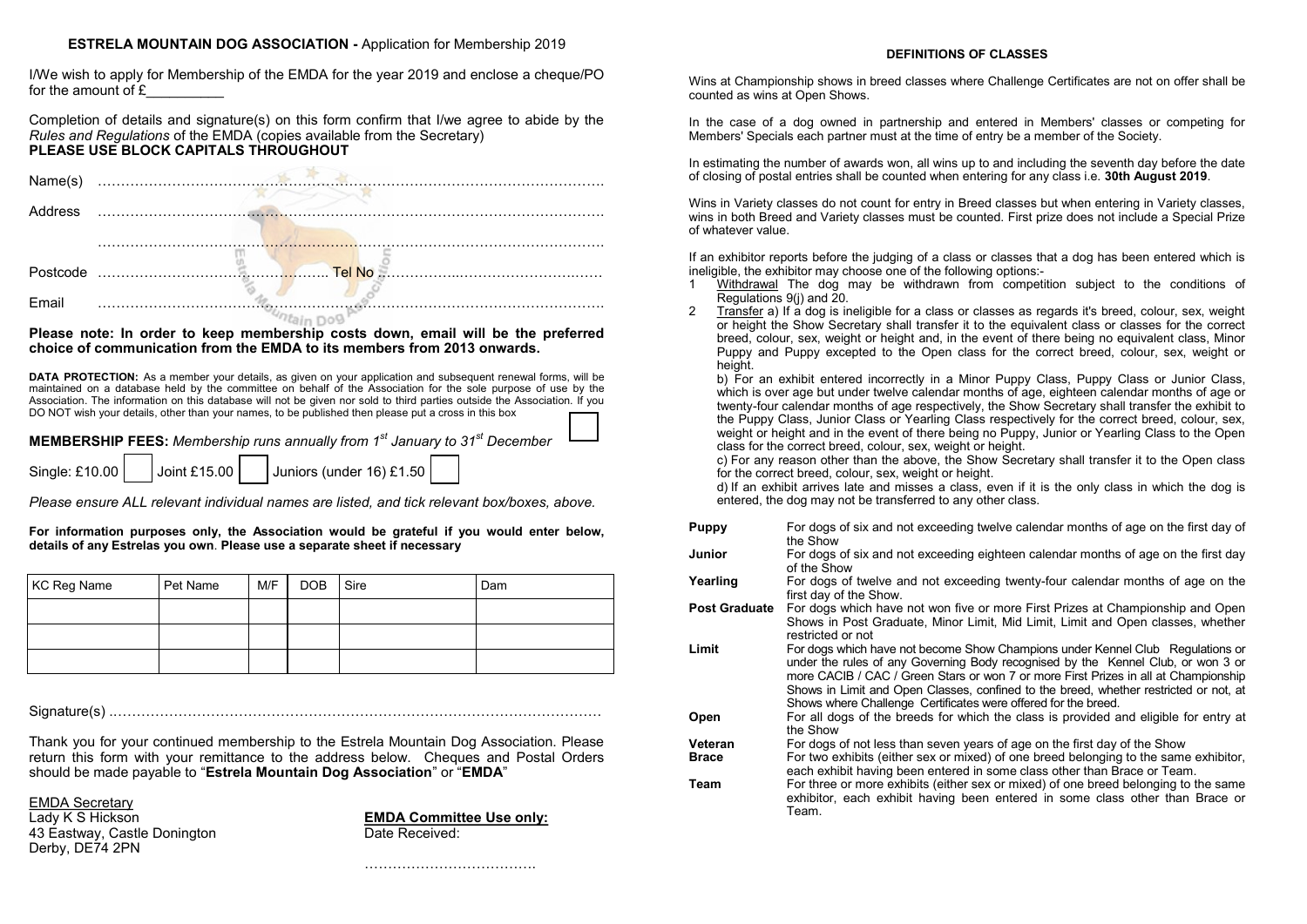**ESTRELA MOUNTAIN DOG ASSOCIATION -** Application for Membership 2019

I/We wish to apply for Membership of the EMDA for the year 2019 and enclose a cheque/PO for the amount of £__________

Completion of details and signature(s) on this form confirm that I/we agree to abide by the *Rules and Regulations* of the EMDA (copies available from the Secretary)

**PLEASE USE BLOCK CAPITALS THROUGHOUT**

Name(s) …………………………………………………………………………………………….

Address …………………………………………………………………………………………….

…………………………………………………………………………………………….

Postcode ………………………………………….. Tel No …………………………………………

Email …………………………………………………………………………………………….

**Please note: In order to keep membership costs down, email will be the preferred choice of communication from the EMDA to its members from 2013 onwards.**

**DATA PROTECTION:** As a member your details, as given on your application and subsequent renewal forms, will be maintained on a database held by the committee on behalf of the Association for the sole purpose of use by the Association. The information on this database will not be given nor sold to third parties outside the Association. If you DO NOT wish your details, other than your names, to be published then please put a cross in this box ☐

**MEMBERSHIP FEES:** *Membership runs annually from 1st January to 31st December*

Single: £10.00 ☐ Joint £15.00 ☐ Juniors (under 16) £1.50 ☐

*Please ensure ALL relevant individual names are listed, and tick relevant box/boxes, above.*

**For information purposes only, the Association would be grateful if you would enter below, details of any Estrelas you own**. **Please use a separate sheet if necessary**

| KC Reg Name | Pet Name | M/F | DOB | Sire | Dam |
|---|---|---|---|---|---|
| | | | | | |
| | | | | | |
| | | | | | |

Signature(s) ..…………………………………………………………………………………………

Thank you for your continued membership to the Estrela Mountain Dog Association. Please return this form with your remittance to the address below. Cheques and Postal Orders should be made payable to "**Estrela Mountain Dog Association**" or "**EMDA**"

EMDA Secretary
Lady K S Hickson
43 Eastway, Castle Donington
Derby, DE74 2PN

**EMDA Committee Use only:**
Date Received:

……………………………….

## DEFINITIONS OF CLASSES

Wins at Championship shows in breed classes where Challenge Certificates are not on offer shall be counted as wins at Open Shows.

In the case of a dog owned in partnership and entered in Members' classes or competing for Members' Specials each partner must at the time of entry be a member of the Society.

In estimating the number of awards won, all wins up to and including the seventh day before the date of closing of postal entries shall be counted when entering for any class i.e. **30th August 2019**.

Wins in Variety classes do not count for entry in Breed classes but when entering in Variety classes, wins in both Breed and Variety classes must be counted. First prize does not include a Special Prize of whatever value.

If an exhibitor reports before the judging of a class or classes that a dog has been entered which is ineligible, the exhibitor may choose one of the following options:-

1. Withdrawal The dog may be withdrawn from competition subject to the conditions of Regulations 9(j) and 20.
2. Transfer a) If a dog is ineligible for a class or classes as regards it's breed, colour, sex, weight or height the Show Secretary shall transfer it to the equivalent class or classes for the correct breed, colour, sex, weight or height and, in the event of there being no equivalent class, Minor Puppy and Puppy excepted to the Open class for the correct breed, colour, sex, weight or height.

   b) For an exhibit entered incorrectly in a Minor Puppy Class, Puppy Class or Junior Class, which is over age but under twelve calendar months of age, eighteen calendar months of age or twenty-four calendar months of age respectively, the Show Secretary shall transfer the exhibit to the Puppy Class, Junior Class or Yearling Class respectively for the correct breed, colour, sex, weight or height and in the event of there being no Puppy, Junior or Yearling Class to the Open class for the correct breed, colour, sex, weight or height.

   c) For any reason other than the above, the Show Secretary shall transfer it to the Open class for the correct breed, colour, sex, weight or height.

   d) If an exhibit arrives late and misses a class, even if it is the only class in which the dog is entered, the dog may not be transferred to any other class.

**Puppy** For dogs of six and not exceeding twelve calendar months of age on the first day of the Show

**Junior** For dogs of six and not exceeding eighteen calendar months of age on the first day of the Show

**Yearling** For dogs of twelve and not exceeding twenty-four calendar months of age on the first day of the Show.

**Post Graduate** For dogs which have not won five or more First Prizes at Championship and Open Shows in Post Graduate, Minor Limit, Mid Limit, Limit and Open classes, whether restricted or not

**Limit** For dogs which have not become Show Champions under Kennel Club Regulations or under the rules of any Governing Body recognised by the Kennel Club, or won 3 or more CACIB / CAC / Green Stars or won 7 or more First Prizes in all at Championship Shows in Limit and Open Classes, confined to the breed, whether restricted or not, at Shows where Challenge Certificates were offered for the breed.

**Open** For all dogs of the breeds for which the class is provided and eligible for entry at the Show

**Veteran** For dogs of not less than seven years of age on the first day of the Show

**Brace** For two exhibits (either sex or mixed) of one breed belonging to the same exhibitor, each exhibit having been entered in some class other than Brace or Team.

**Team** For three or more exhibits (either sex or mixed) of one breed belonging to the same exhibitor, each exhibit having been entered in some class other than Brace or Team.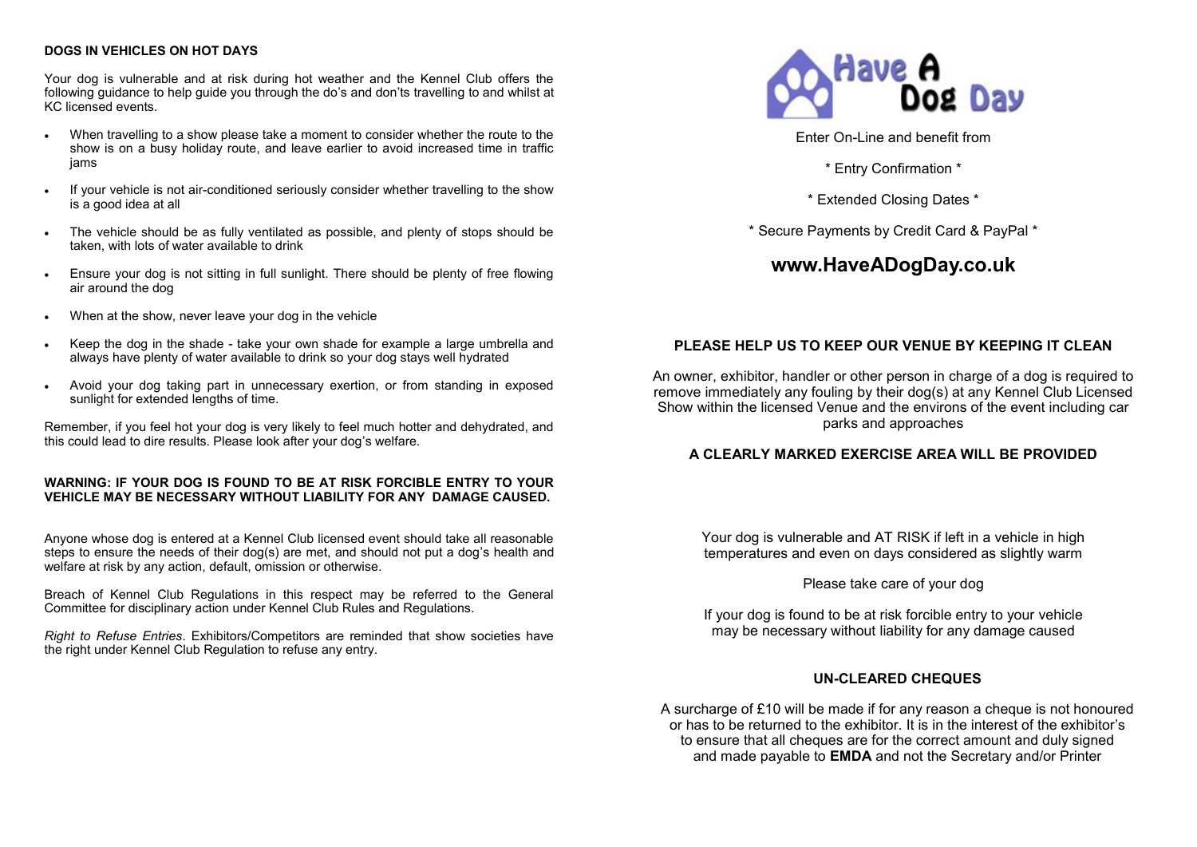**DOGS IN VEHICLES ON HOT DAYS**

Your dog is vulnerable and at risk during hot weather and the Kennel Club offers the following guidance to help guide you through the do's and don'ts travelling to and whilst at KC licensed events.

- When travelling to a show please take a moment to consider whether the route to the show is on a busy holiday route, and leave earlier to avoid increased time in traffic jams
- If your vehicle is not air-conditioned seriously consider whether travelling to the show is a good idea at all
- The vehicle should be as fully ventilated as possible, and plenty of stops should be taken, with lots of water available to drink
- Ensure your dog is not sitting in full sunlight. There should be plenty of free flowing air around the dog
- When at the show, never leave your dog in the vehicle
- Keep the dog in the shade - take your own shade for example a large umbrella and always have plenty of water available to drink so your dog stays well hydrated
- Avoid your dog taking part in unnecessary exertion, or from standing in exposed sunlight for extended lengths of time.

Remember, if you feel hot your dog is very likely to feel much hotter and dehydrated, and this could lead to dire results. Please look after your dog's welfare.

**WARNING: IF YOUR DOG IS FOUND TO BE AT RISK FORCIBLE ENTRY TO YOUR VEHICLE MAY BE NECESSARY WITHOUT LIABILITY FOR ANY DAMAGE CAUSED.**

Anyone whose dog is entered at a Kennel Club licensed event should take all reasonable steps to ensure the needs of their dog(s) are met, and should not put a dog's health and welfare at risk by any action, default, omission or otherwise.

Breach of Kennel Club Regulations in this respect may be referred to the General Committee for disciplinary action under Kennel Club Rules and Regulations.

*Right to Refuse Entries*. Exhibitors/Competitors are reminded that show societies have the right under Kennel Club Regulation to refuse any entry.

Have A Dog Day

Enter On-Line and benefit from

* Entry Confirmation *

* Extended Closing Dates *

* Secure Payments by Credit Card & PayPal *

## www.HaveADogDay.co.uk

**PLEASE HELP US TO KEEP OUR VENUE BY KEEPING IT CLEAN**

An owner, exhibitor, handler or other person in charge of a dog is required to remove immediately any fouling by their dog(s) at any Kennel Club Licensed Show within the licensed Venue and the environs of the event including car parks and approaches

**A CLEARLY MARKED EXERCISE AREA WILL BE PROVIDED**

Your dog is vulnerable and AT RISK if left in a vehicle in high temperatures and even on days considered as slightly warm

Please take care of your dog

If your dog is found to be at risk forcible entry to your vehicle may be necessary without liability for any damage caused

**UN-CLEARED CHEQUES**

A surcharge of £10 will be made if for any reason a cheque is not honoured or has to be returned to the exhibitor. It is in the interest of the exhibitor's to ensure that all cheques are for the correct amount and duly signed and made payable to **EMDA** and not the Secretary and/or Printer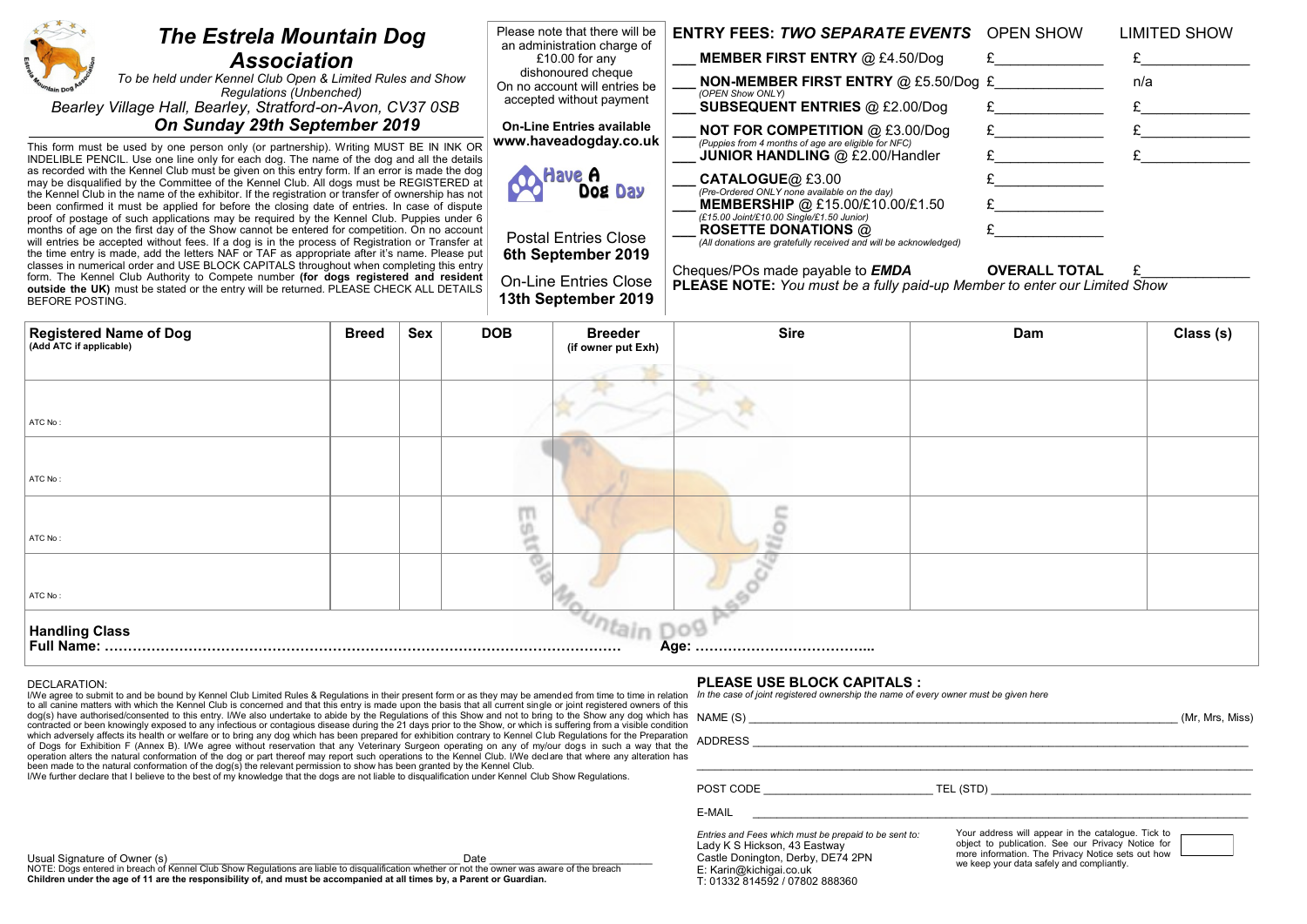# The Estrela Mountain Dog Association

*To be held under Kennel Club Open & Limited Rules and Show Regulations (Unbenched)*

*Bearley Village Hall, Bearley, Stratford-on-Avon, CV37 0SB*

***On Sunday 29th September 2019***

This form must be used by one person only (or partnership). Writing MUST BE IN INK OR INDELIBLE PENCIL. Use one line only for each dog. The name of the dog and all the details as recorded with the Kennel Club must be given on this entry form. If an error is made the dog may be disqualified by the Committee of the Kennel Club. All dogs must be REGISTERED at the Kennel Club in the name of the exhibitor. If the registration or transfer of ownership has not been confirmed it must be applied for before the closing date of entries. In case of dispute proof of postage of such applications may be required by the Kennel Club. Puppies under 6 months of age on the first day of the Show cannot be entered for competition. On no account will entries be accepted without fees. If a dog is in the process of Registration or Transfer at the time entry is made, add the letters NAF or TAF as appropriate after it's name. Please put classes in numerical order and USE BLOCK CAPITALS throughout when completing this entry form. The Kennel Club Authority to Compete number **(for dogs registered and resident outside the UK)** must be stated or the entry will be returned. PLEASE CHECK ALL DETAILS BEFORE POSTING.

Please note that there will be an administration charge of £10.00 for any dishonoured cheque

On no account will entries be accepted without payment

**On-Line Entries available**
**www.haveadogday.co.uk**

Have A Dog Day

Postal Entries Close
**6th September 2019**

On-Line Entries Close
**13th September 2019**

| **ENTRY FEES: *TWO SEPARATE EVENTS*** | OPEN SHOW | LIMITED SHOW |
|---|---|---|
| ___ **MEMBER FIRST ENTRY** @ £4.50/Dog | £______ | £______ |
| ___ **NON-MEMBER FIRST ENTRY** @ £5.50/Dog *(OPEN Show ONLY)* | £______ | n/a |
| ___ **SUBSEQUENT ENTRIES** @ £2.00/Dog | £______ | £______ |
| ___ **NOT FOR COMPETITION** @ £3.00/Dog *(Puppies from 4 months of age are eligible for NFC)* | £______ | £______ |
| ___ **JUNIOR HANDLING** @ £2.00/Handler | £______ | £______ |
| ___ **CATALOGUE**@ £3.00 *(Pre-Ordered ONLY none available on the day)* | £______ | |
| ___ **MEMBERSHIP** @ £15.00/£10.00/£1.50 *(£15.00 Joint/£10.00 Single/£1.50 Junior)* | £______ | |
| ___ **ROSETTE DONATIONS** @ *(All donations are gratefully received and will be acknowledged)* | £______ | |

Cheques/POs made payable to ***EMDA*** **OVERALL TOTAL** £______

**PLEASE NOTE:** *You must be a fully paid-up Member to enter our Limited Show*

| **Registered Name of Dog** (Add ATC if applicable) | **Breed** | **Sex** | **DOB** | **Breeder** (if owner put Exh) | **Sire** | **Dam** | **Class (s)** |
|---|---|---|---|---|---|---|---|
| ATC No : | | | | | | | |
| ATC No : | | | | | | | |
| ATC No : | | | | | | | |
| ATC No : | | | | | | | |
| ATC No : | | | | | | | |

**Handling Class**
**Full Name: ……………………………………………………………………………………………… Age: ………………………………..**

DECLARATION:
I/We agree to submit to and be bound by Kennel Club Limited Rules & Regulations in their present form or as they may be amended from time to time in relation to all canine matters with which the Kennel Club is concerned and that this entry is made upon the basis that all current single or joint registered owners of this dog(s) have authorised/consented to this entry. I/We also undertake to abide by the Regulations of this Show and not to bring to the Show any dog which has contracted or been knowingly exposed to any infectious or contagious disease during the 21 days prior to the Show, or which is suffering from a visible condition which adversely affects its health or welfare or to bring any dog which has been prepared for exhibition contrary to Kennel Club Regulations for the Preparation of Dogs for Exhibition F (Annex B). I/We agree without reservation that any Veterinary Surgeon operating on any of my/our dogs in such a way that the operation alters the natural conformation of the dog or part thereof may report such operations to the Kennel Club. I/We declare that where any alteration has been made to the natural conformation of the dog(s) the relevant permission to show has been granted by the Kennel Club.
I/We further declare that I believe to the best of my knowledge that the dogs are not liable to disqualification under Kennel Club Show Regulations.

Usual Signature of Owner (s) ______________________________ Date ______________

NOTE: Dogs entered in breach of Kennel Club Show Regulations are liable to disqualification whether or not the owner was aware of the breach
**Children under the age of 11 are the responsibility of, and must be accompanied at all times by, a Parent or Guardian.**

## PLEASE USE BLOCK CAPITALS :

*In the case of joint registered ownership the name of every owner must be given here*

NAME (S) ______________________________ (Mr, Mrs, Miss)

ADDRESS ______________________________

______________________________

POST CODE ______________ TEL (STD) ______________

E-MAIL ______________________________

*Entries and Fees which must be prepaid to be sent to:*
Lady K S Hickson, 43 Eastway
Castle Donington, Derby, DE74 2PN
E: Karin@kichigai.co.uk
T: 01332 814592 / 07802 888360

Your address will appear in the catalogue. Tick to object to publication. See our Privacy Notice for more information. The Privacy Notice sets out how we keep your data safely and compliantly.